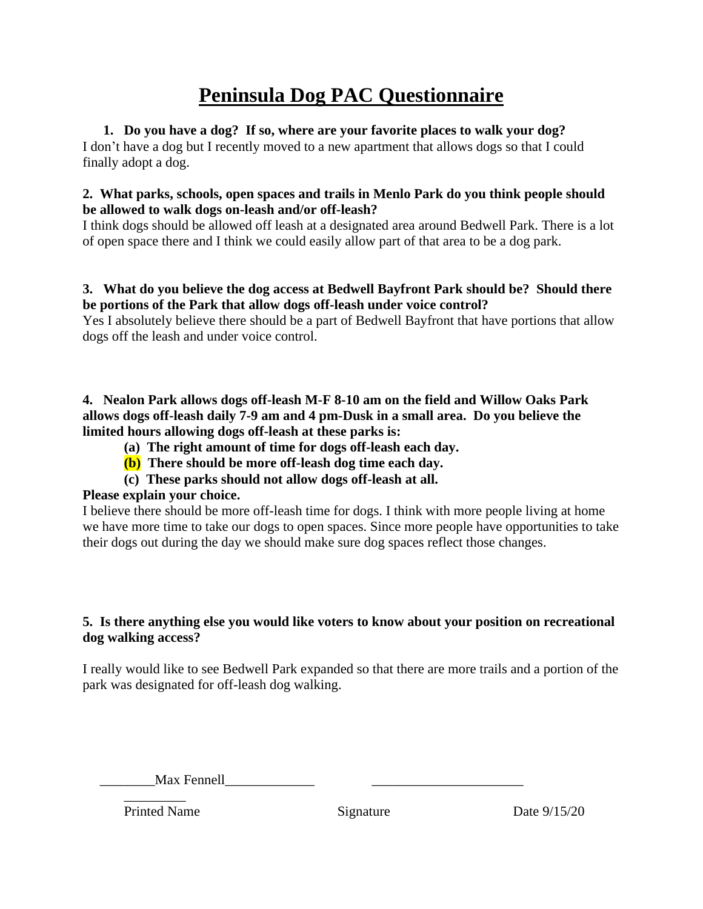# Peninsula Dog PAC Questionnaire

**1. Do you have a dog? If so, where are your favorite places to walk your dog?**

I don't have a dog but I recently moved to a new apartment that allows dogs so that I could finally adopt a dog.

**2. What parks, schools, open spaces and trails in Menlo Park do you think people should be allowed to walk dogs on-leash and/or off-leash?**

I think dogs should be allowed off leash at a designated area around Bedwell Park. There is a lot of open space there and I think we could easily allow part of that area to be a dog park.

**3. What do you believe the dog access at Bedwell Bayfront Park should be? Should there be portions of the Park that allow dogs off-leash under voice control?**

Yes I absolutely believe there should be a part of Bedwell Bayfront that have portions that allow dogs off the leash and under voice control.

**4. Nealon Park allows dogs off-leash M-F 8-10 am on the field and Willow Oaks Park allows dogs off-leash daily 7-9 am and 4 pm-Dusk in a small area. Do you believe the limited hours allowing dogs off-leash at these parks is:**

- **(a) The right amount of time for dogs off-leash each day.**
- **(b) There should be more off-leash dog time each day.**
- **(c) These parks should not allow dogs off-leash at all.**

**Please explain your choice.**

I believe there should be more off-leash time for dogs. I think with more people living at home we have more time to take our dogs to open spaces. Since more people have opportunities to take their dogs out during the day we should make sure dog spaces reflect those changes.

**5. Is there anything else you would like voters to know about your position on recreational dog walking access?**

I really would like to see Bedwell Park expanded so that there are more trails and a portion of the park was designated for off-leash dog walking.

________Max Fennell_____________ ______________________

Printed Name Signature Date 9/15/20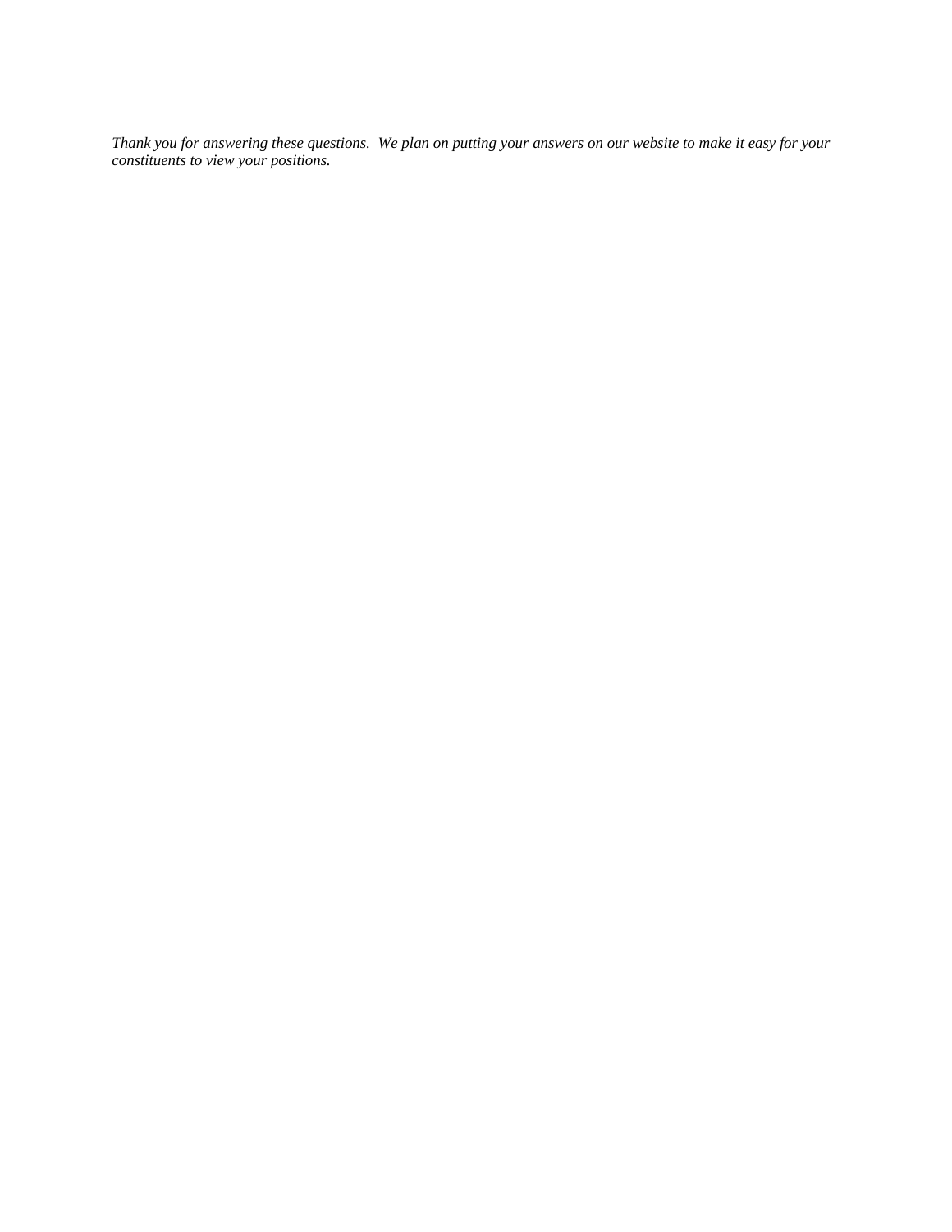*Thank you for answering these questions. We plan on putting your answers on our website to make it easy for your constituents to view your positions.*